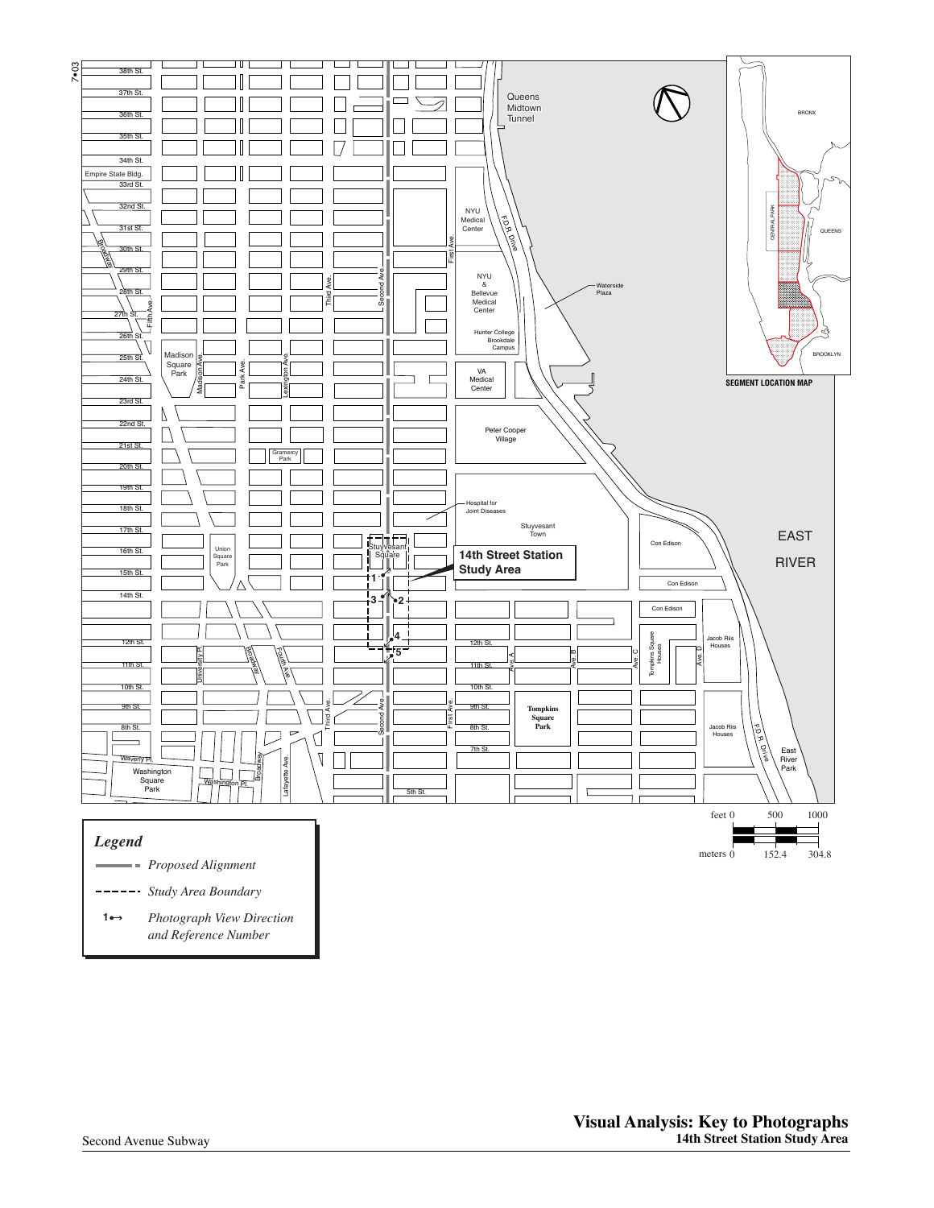## Visual Analysis: Key to Photographs
### 14th Street Station Study Area

SEGMENT LOCATION MAP

14th Street Station Study Area

EAST RIVER

feet 0 500 1000

meters 0 152.4 304.8

*Legend*

- *Proposed Alignment*
- *Study Area Boundary*
- 1 *Photograph View Direction and Reference Number*

Second Avenue Subway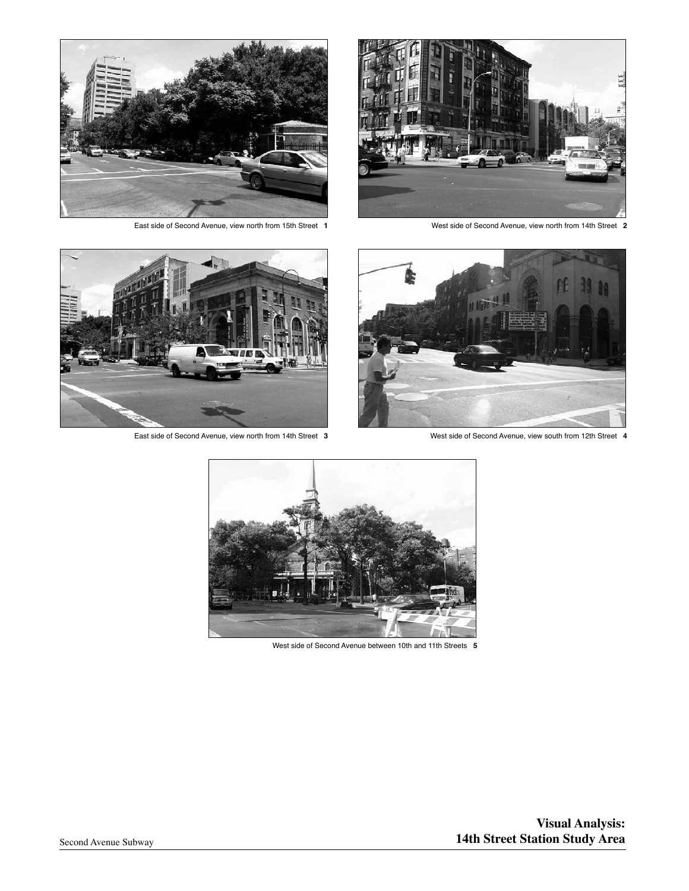East side of Second Avenue, view north from 15th Street **1**

West side of Second Avenue, view north from 14th Street **2**

East side of Second Avenue, view north from 14th Street **3**

West side of Second Avenue, view south from 12th Street **4**

West side of Second Avenue between 10th and 11th Streets **5**

**Visual Analysis:**
**14th Street Station Study Area**